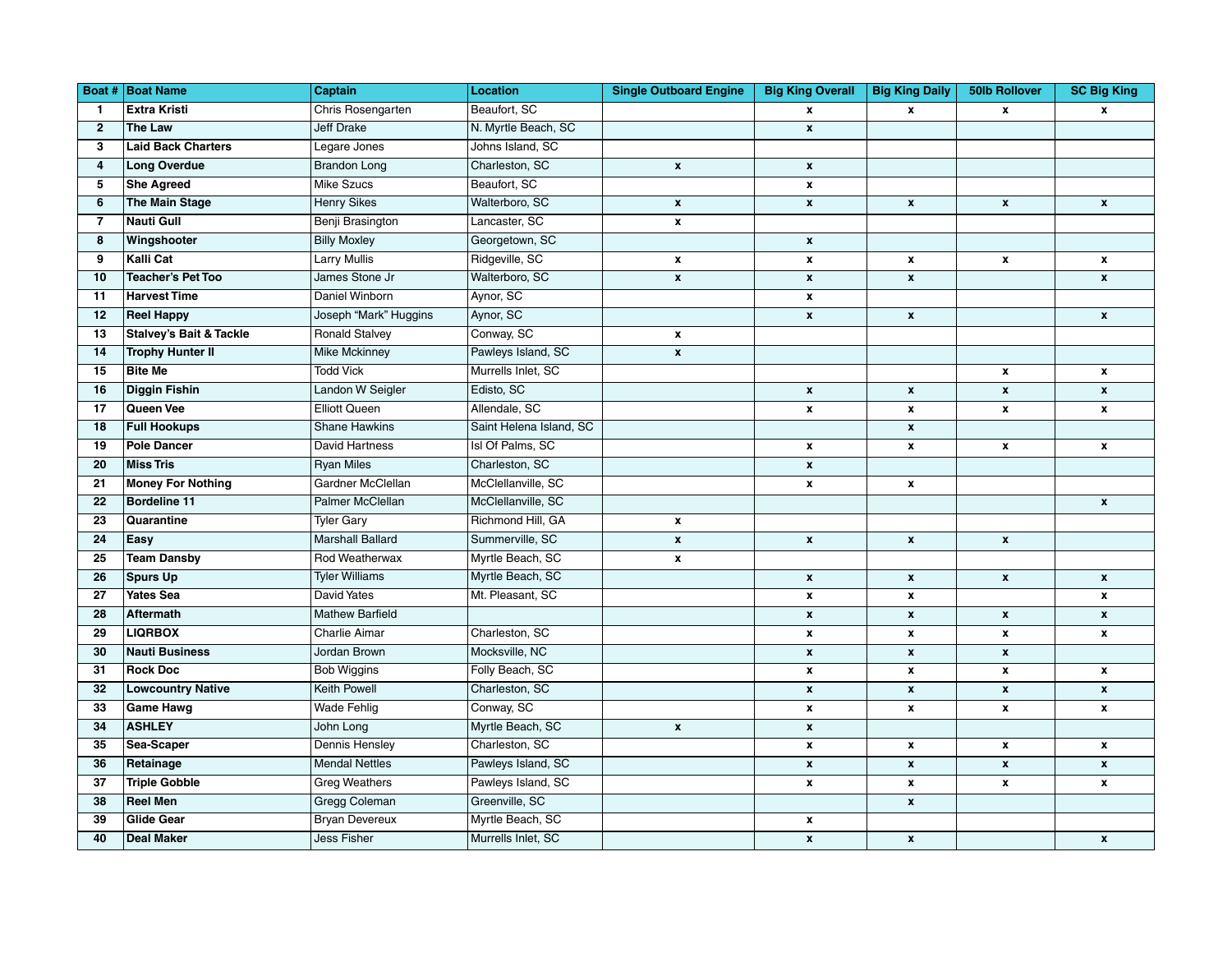| Boat # | Boat Name | Captain | Location | Single Outboard Engine | Big King Overall | Big King Daily | 50lb Rollover | SC Big King |
|---|---|---|---|---|---|---|---|---|
| 1 | **Extra Kristi** | Chris Rosengarten | Beaufort, SC | | x | x | x | x |
| 2 | **The Law** | Jeff Drake | N. Myrtle Beach, SC | | x | | | |
| 3 | **Laid Back Charters** | Legare Jones | Johns Island, SC | | | | | |
| 4 | **Long Overdue** | Brandon Long | Charleston, SC | x | x | | | |
| 5 | **She Agreed** | Mike Szucs | Beaufort, SC | | x | | | |
| 6 | **The Main Stage** | Henry Sikes | Walterboro, SC | x | x | x | x | x |
| 7 | **Nauti Gull** | Benji Brasington | Lancaster, SC | x | | | | |
| 8 | **Wingshooter** | Billy Moxley | Georgetown, SC | | x | | | |
| 9 | **Kalli Cat** | Larry Mullis | Ridgeville, SC | x | x | x | x | x |
| 10 | **Teacher's Pet Too** | James Stone Jr | Walterboro, SC | x | x | x | | x |
| 11 | **Harvest Time** | Daniel Winborn | Aynor, SC | | x | | | |
| 12 | **Reel Happy** | Joseph "Mark" Huggins | Aynor, SC | | x | x | | x |
| 13 | **Stalvey's Bait & Tackle** | Ronald Stalvey | Conway, SC | x | | | | |
| 14 | **Trophy Hunter II** | Mike Mckinney | Pawleys Island, SC | x | | | | |
| 15 | **Bite Me** | Todd Vick | Murrells Inlet, SC | | | | x | x |
| 16 | **Diggin Fishin** | Landon W Seigler | Edisto, SC | | x | x | x | x |
| 17 | **Queen Vee** | Elliott Queen | Allendale, SC | | x | x | x | x |
| 18 | **Full Hookups** | Shane Hawkins | Saint Helena Island, SC | | | x | | |
| 19 | **Pole Dancer** | David Hartness | Isl Of Palms, SC | | x | x | x | x |
| 20 | **Miss Tris** | Ryan Miles | Charleston, SC | | x | | | |
| 21 | **Money For Nothing** | Gardner McClellan | McClellanville, SC | | x | x | | |
| 22 | **Bordeline 11** | Palmer McClellan | McClellanville, SC | | | | | x |
| 23 | **Quarantine** | Tyler Gary | Richmond Hill, GA | x | | | | |
| 24 | **Easy** | Marshall Ballard | Summerville, SC | x | x | x | x | |
| 25 | **Team Dansby** | Rod Weatherwax | Myrtle Beach, SC | x | | | | |
| 26 | **Spurs Up** | Tyler Williams | Myrtle Beach, SC | | x | x | x | x |
| 27 | **Yates Sea** | David Yates | Mt. Pleasant, SC | | x | x | | x |
| 28 | **Aftermath** | Mathew Barfield | | | x | x | x | x |
| 29 | **LIQRBOX** | Charlie Aimar | Charleston, SC | | x | x | x | x |
| 30 | **Nauti Business** | Jordan Brown | Mocksville, NC | | x | x | x | |
| 31 | **Rock Doc** | Bob Wiggins | Folly Beach, SC | | x | x | x | x |
| 32 | **Lowcountry Native** | Keith Powell | Charleston, SC | | x | x | x | x |
| 33 | **Game Hawg** | Wade Fehlig | Conway, SC | | x | x | x | x |
| 34 | **ASHLEY** | John Long | Myrtle Beach, SC | x | x | | | |
| 35 | **Sea-Scaper** | Dennis Hensley | Charleston, SC | | x | x | x | x |
| 36 | **Retainage** | Mendal Nettles | Pawleys Island, SC | | x | x | x | x |
| 37 | **Triple Gobble** | Greg Weathers | Pawleys Island, SC | | x | x | x | x |
| 38 | **Reel Men** | Gregg Coleman | Greenville, SC | | | x | | |
| 39 | **Glide Gear** | Bryan Devereux | Myrtle Beach, SC | | x | | | |
| 40 | **Deal Maker** | Jess Fisher | Murrells Inlet, SC | | x | x | | x |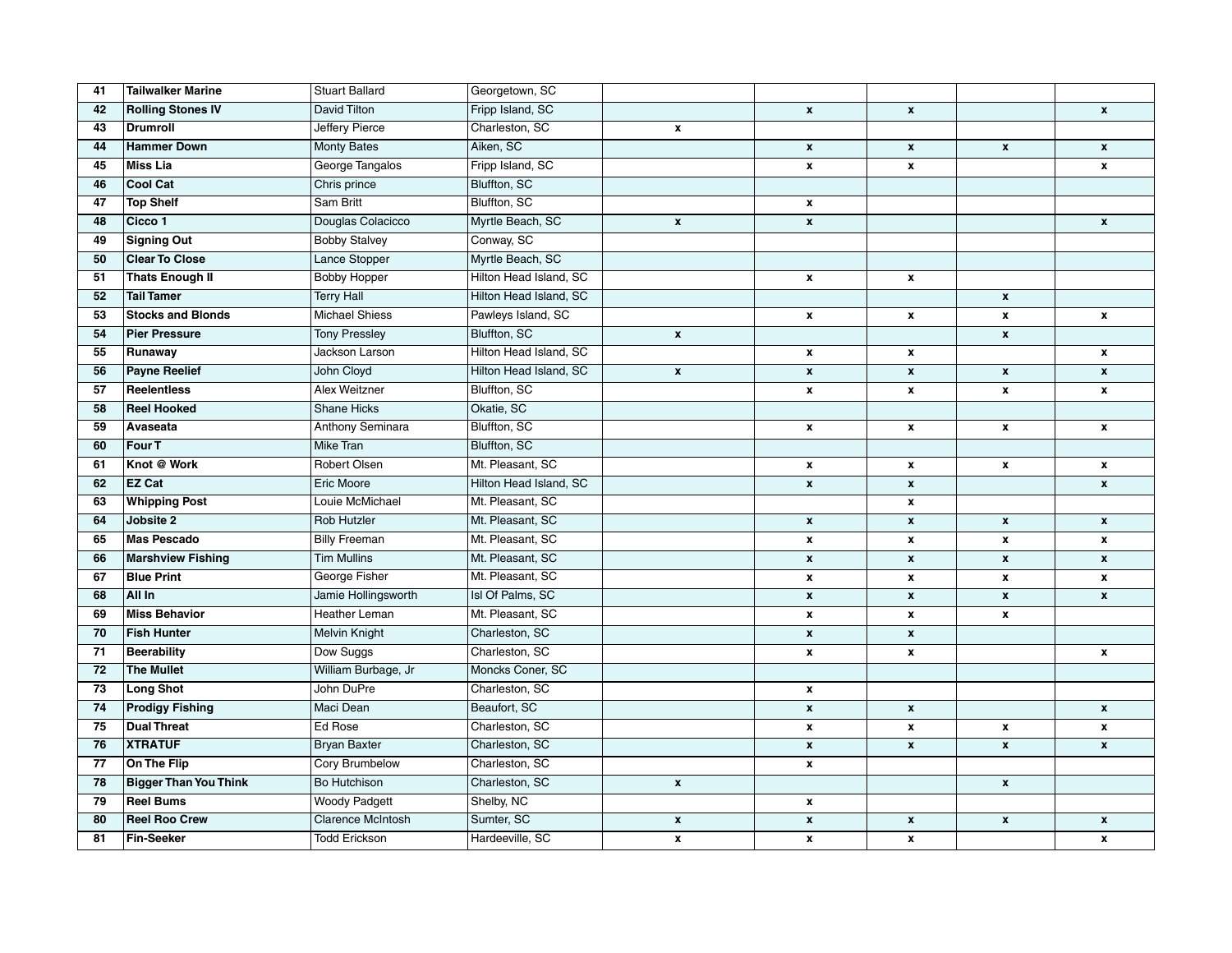| | | | | | | | | |
|---|---|---|---|---|---|---|---|---|
| 41 | **Tailwalker Marine** | Stuart Ballard | Georgetown, SC | | | | | |
| 42 | **Rolling Stones IV** | David Tilton | Fripp Island, SC | | x | x | | x |
| 43 | **Drumroll** | Jeffery Pierce | Charleston, SC | x | | | | |
| 44 | **Hammer Down** | Monty Bates | Aiken, SC | | x | x | x | x |
| 45 | **Miss Lia** | George Tangalos | Fripp Island, SC | | x | x | | x |
| 46 | **Cool Cat** | Chris prince | Bluffton, SC | | | | | |
| 47 | **Top Shelf** | Sam Britt | Bluffton, SC | | x | | | |
| 48 | **Cicco 1** | Douglas Colacicco | Myrtle Beach, SC | x | x | | | x |
| 49 | **Signing Out** | Bobby Stalvey | Conway, SC | | | | | |
| 50 | **Clear To Close** | Lance Stopper | Myrtle Beach, SC | | | | | |
| 51 | **Thats Enough II** | Bobby Hopper | Hilton Head Island, SC | | x | x | | |
| 52 | **Tail Tamer** | Terry Hall | Hilton Head Island, SC | | | | x | |
| 53 | **Stocks and Blonds** | Michael Shiess | Pawleys Island, SC | | x | x | x | x |
| 54 | **Pier Pressure** | Tony Pressley | Bluffton, SC | x | | | x | |
| 55 | **Runaway** | Jackson Larson | Hilton Head Island, SC | | x | x | | x |
| 56 | **Payne Reelief** | John Cloyd | Hilton Head Island, SC | x | x | x | x | x |
| 57 | **Reelentless** | Alex Weitzner | Bluffton, SC | | x | x | x | x |
| 58 | **Reel Hooked** | Shane Hicks | Okatie, SC | | | | | |
| 59 | **Avaseata** | Anthony Seminara | Bluffton, SC | | x | x | x | x |
| 60 | **Four T** | Mike Tran | Bluffton, SC | | | | | |
| 61 | **Knot @ Work** | Robert Olsen | Mt. Pleasant, SC | | x | x | x | x |
| 62 | **EZ Cat** | Eric Moore | Hilton Head Island, SC | | x | x | | x |
| 63 | **Whipping Post** | Louie McMichael | Mt. Pleasant, SC | | | x | | |
| 64 | **Jobsite 2** | Rob Hutzler | Mt. Pleasant, SC | | x | x | x | x |
| 65 | **Mas Pescado** | Billy Freeman | Mt. Pleasant, SC | | x | x | x | x |
| 66 | **Marshview Fishing** | Tim Mullins | Mt. Pleasant, SC | | x | x | x | x |
| 67 | **Blue Print** | George Fisher | Mt. Pleasant, SC | | x | x | x | x |
| 68 | **All In** | Jamie Hollingsworth | Isl Of Palms, SC | | x | x | x | x |
| 69 | **Miss Behavior** | Heather Leman | Mt. Pleasant, SC | | x | x | x | |
| 70 | **Fish Hunter** | Melvin Knight | Charleston, SC | | x | x | | |
| 71 | **Beerability** | Dow Suggs | Charleston, SC | | x | x | | x |
| 72 | **The Mullet** | William Burbage, Jr | Moncks Coner, SC | | | | | |
| 73 | **Long Shot** | John DuPre | Charleston, SC | | x | | | |
| 74 | **Prodigy Fishing** | Maci Dean | Beaufort, SC | | x | x | | x |
| 75 | **Dual Threat** | Ed Rose | Charleston, SC | | x | x | x | x |
| 76 | **XTRATUF** | Bryan Baxter | Charleston, SC | | x | x | x | x |
| 77 | **On The Flip** | Cory Brumbelow | Charleston, SC | | x | | | |
| 78 | **Bigger Than You Think** | Bo Hutchison | Charleston, SC | x | | | x | |
| 79 | **Reel Bums** | Woody Padgett | Shelby, NC | | x | | | |
| 80 | **Reel Roo Crew** | Clarence McIntosh | Sumter, SC | x | x | x | x | x |
| 81 | **Fin-Seeker** | Todd Erickson | Hardeeville, SC | x | x | x | | x |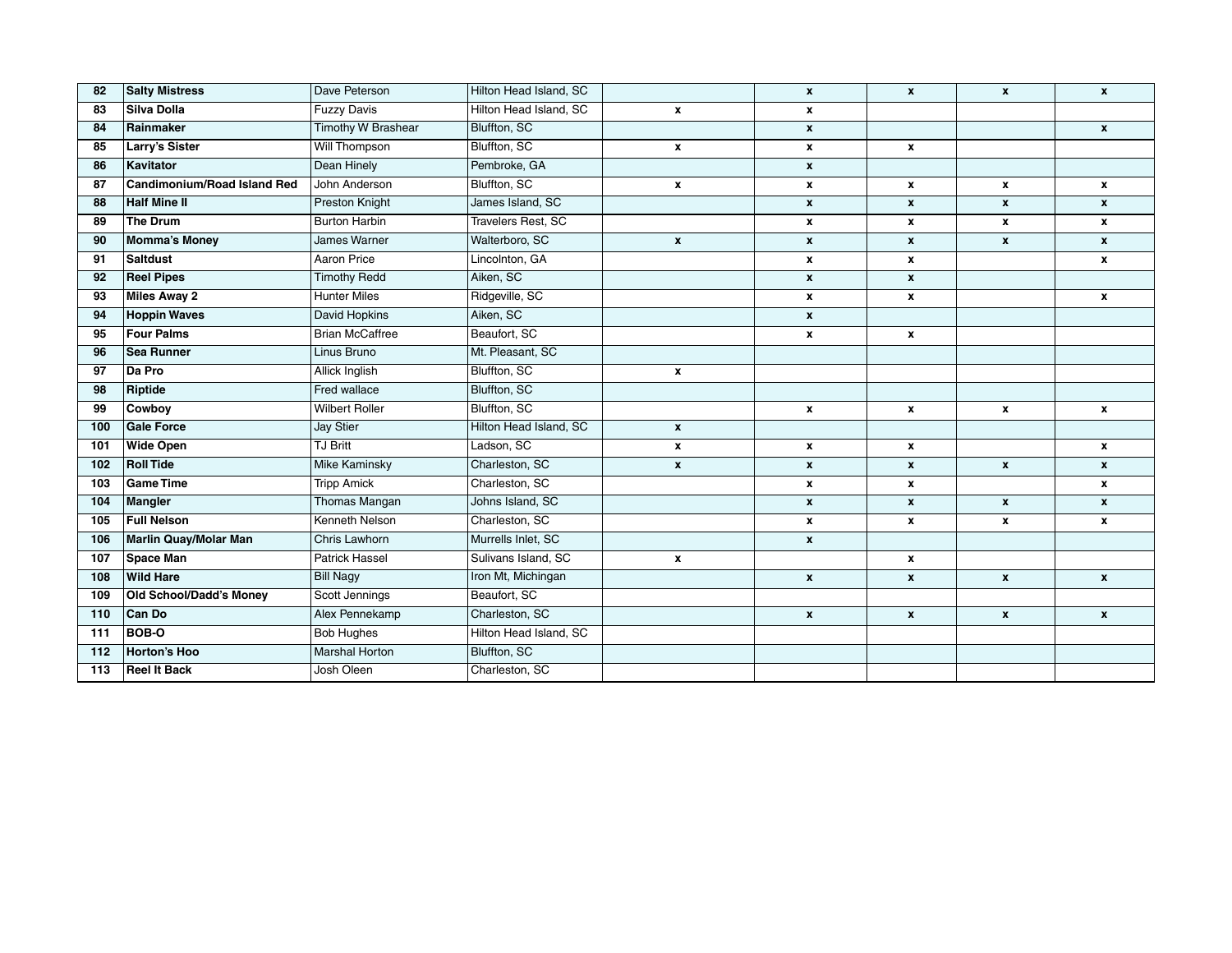| | | | | | | | | |
|---|---|---|---|---|---|---|---|---|
| 82 | **Salty Mistress** | Dave Peterson | Hilton Head Island, SC | | x | x | x | x |
| 83 | **Silva Dolla** | Fuzzy Davis | Hilton Head Island, SC | x | x | | | |
| 84 | **Rainmaker** | Timothy W Brashear | Bluffton, SC | | x | | | x |
| 85 | **Larry's Sister** | Will Thompson | Bluffton, SC | x | x | x | | |
| 86 | **Kavitator** | Dean Hinely | Pembroke, GA | | x | | | |
| 87 | **Candimonium/Road Island Red** | John Anderson | Bluffton, SC | x | x | x | x | x |
| 88 | **Half Mine II** | Preston Knight | James Island, SC | | x | x | x | x |
| 89 | **The Drum** | Burton Harbin | Travelers Rest, SC | | x | x | x | x |
| 90 | **Momma's Money** | James Warner | Walterboro, SC | x | x | x | x | x |
| 91 | **Saltdust** | Aaron Price | Lincolnton, GA | | x | x | | x |
| 92 | **Reel Pipes** | Timothy Redd | Aiken, SC | | x | x | | |
| 93 | **Miles Away 2** | Hunter Miles | Ridgeville, SC | | x | x | | x |
| 94 | **Hoppin Waves** | David Hopkins | Aiken, SC | | x | | | |
| 95 | **Four Palms** | Brian McCaffree | Beaufort, SC | | x | x | | |
| 96 | **Sea Runner** | Linus Bruno | Mt. Pleasant, SC | | | | | |
| 97 | **Da Pro** | Allick Inglish | Bluffton, SC | x | | | | |
| 98 | **Riptide** | Fred wallace | Bluffton, SC | | | | | |
| 99 | **Cowboy** | Wilbert Roller | Bluffton, SC | | x | x | x | x |
| 100 | **Gale Force** | Jay Stier | Hilton Head Island, SC | x | | | | |
| 101 | **Wide Open** | TJ Britt | Ladson, SC | x | x | x | | x |
| 102 | **Roll Tide** | Mike Kaminsky | Charleston, SC | x | x | x | x | x |
| 103 | **Game Time** | Tripp Amick | Charleston, SC | | x | x | | x |
| 104 | **Mangler** | Thomas Mangan | Johns Island, SC | | x | x | x | x |
| 105 | **Full Nelson** | Kenneth Nelson | Charleston, SC | | x | x | x | x |
| 106 | **Marlin Quay/Molar Man** | Chris Lawhorn | Murrells Inlet, SC | | x | | | |
| 107 | **Space Man** | Patrick Hassel | Sulivans Island, SC | x | | x | | |
| 108 | **Wild Hare** | Bill Nagy | Iron Mt, Michigan | | x | x | x | x |
| 109 | **Old School/Dadd's Money** | Scott Jennings | Beaufort, SC | | | | | |
| 110 | **Can Do** | Alex Pennekamp | Charleston, SC | | x | x | x | x |
| 111 | **BOB-O** | Bob Hughes | Hilton Head Island, SC | | | | | |
| 112 | **Horton's Hoo** | Marshal Horton | Bluffton, SC | | | | | |
| 113 | **Reel It Back** | Josh Oleen | Charleston, SC | | | | | |